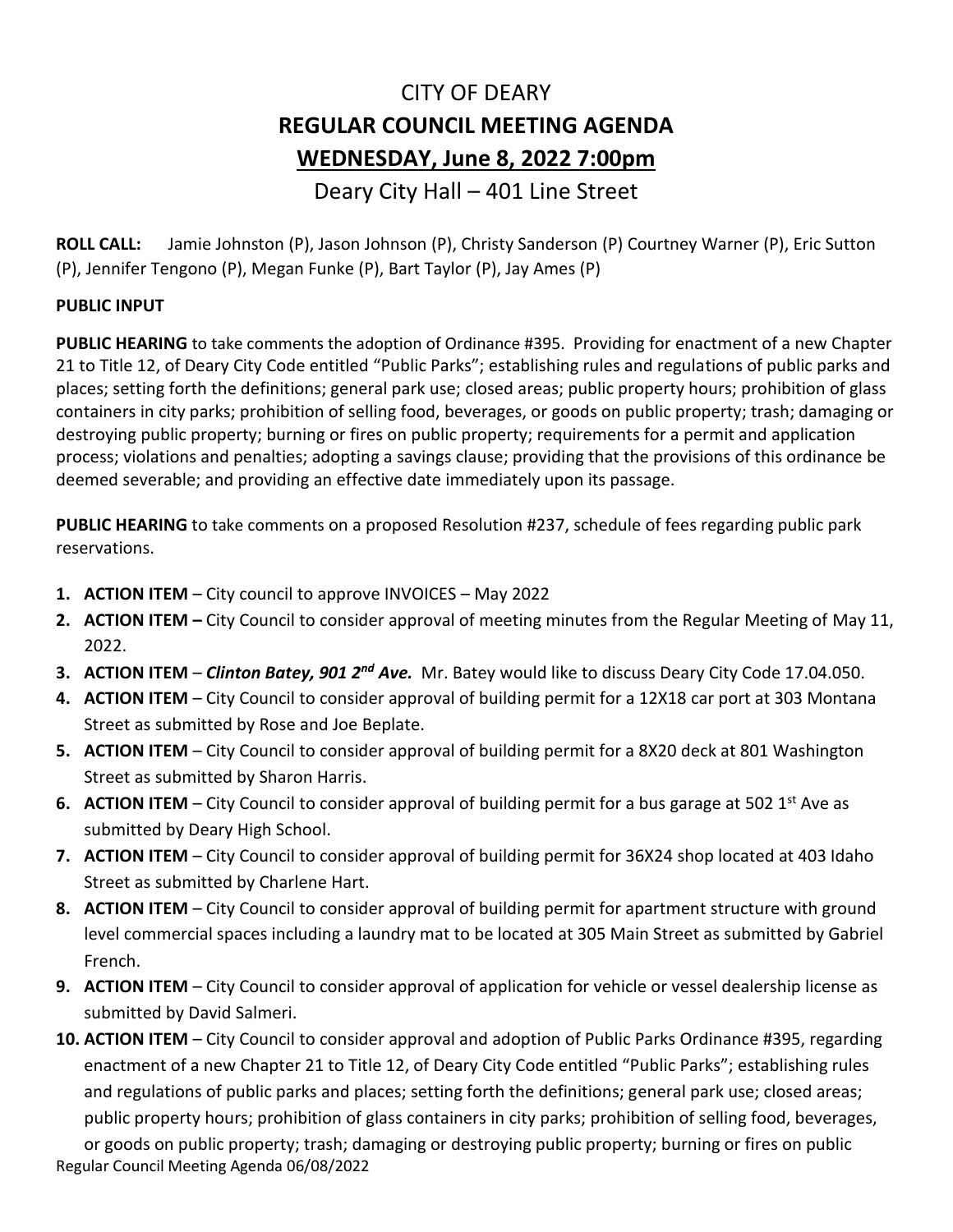# CITY OF DEARY

## REGULAR COUNCIL MEETING AGENDA

## WEDNESDAY, June 8, 2022 7:00pm

Deary City Hall – 401 Line Street

**ROLL CALL:** Jamie Johnston (P), Jason Johnson (P), Christy Sanderson (P) Courtney Warner (P), Eric Sutton (P), Jennifer Tengono (P), Megan Funke (P), Bart Taylor (P), Jay Ames (P)

**PUBLIC INPUT**

**PUBLIC HEARING** to take comments the adoption of Ordinance #395. Providing for enactment of a new Chapter 21 to Title 12, of Deary City Code entitled "Public Parks"; establishing rules and regulations of public parks and places; setting forth the definitions; general park use; closed areas; public property hours; prohibition of glass containers in city parks; prohibition of selling food, beverages, or goods on public property; trash; damaging or destroying public property; burning or fires on public property; requirements for a permit and application process; violations and penalties; adopting a savings clause; providing that the provisions of this ordinance be deemed severable; and providing an effective date immediately upon its passage.

**PUBLIC HEARING** to take comments on a proposed Resolution #237, schedule of fees regarding public park reservations.

1. **ACTION ITEM** – City council to approve INVOICES – May 2022
2. **ACTION ITEM –** City Council to consider approval of meeting minutes from the Regular Meeting of May 11, 2022.
3. **ACTION ITEM** – ***Clinton Batey, 901 2nd Ave.*** Mr. Batey would like to discuss Deary City Code 17.04.050.
4. **ACTION ITEM** – City Council to consider approval of building permit for a 12X18 car port at 303 Montana Street as submitted by Rose and Joe Beplate.
5. **ACTION ITEM** – City Council to consider approval of building permit for a 8X20 deck at 801 Washington Street as submitted by Sharon Harris.
6. **ACTION ITEM** – City Council to consider approval of building permit for a bus garage at 502 1st Ave as submitted by Deary High School.
7. **ACTION ITEM** – City Council to consider approval of building permit for 36X24 shop located at 403 Idaho Street as submitted by Charlene Hart.
8. **ACTION ITEM** – City Council to consider approval of building permit for apartment structure with ground level commercial spaces including a laundry mat to be located at 305 Main Street as submitted by Gabriel French.
9. **ACTION ITEM** – City Council to consider approval of application for vehicle or vessel dealership license as submitted by David Salmeri.
10. **ACTION ITEM** – City Council to consider approval and adoption of Public Parks Ordinance #395, regarding enactment of a new Chapter 21 to Title 12, of Deary City Code entitled "Public Parks"; establishing rules and regulations of public parks and places; setting forth the definitions; general park use; closed areas; public property hours; prohibition of glass containers in city parks; prohibition of selling food, beverages, or goods on public property; trash; damaging or destroying public property; burning or fires on public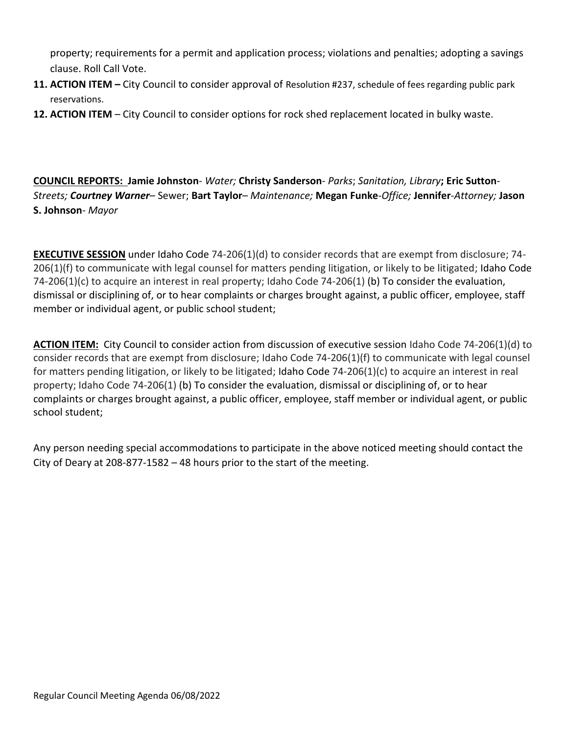property; requirements for a permit and application process; violations and penalties; adopting a savings clause. Roll Call Vote.

11. **ACTION ITEM –** City Council to consider approval of Resolution #237, schedule of fees regarding public park reservations.
12. **ACTION ITEM** – City Council to consider options for rock shed replacement located in bulky waste.

**COUNCIL REPORTS: Jamie Johnston**- *Water;* **Christy Sanderson**- *Parks*; *Sanitation, Library*; **Eric Sutton**-*Streets;* ***Courtney Warner***– Sewer; **Bart Taylor**– *Maintenance;* **Megan Funke**-*Office;* **Jennifer**-*Attorney;* **Jason S. Johnson**- *Mayor*

**EXECUTIVE SESSION** under Idaho Code 74-206(1)(d) to consider records that are exempt from disclosure; 74-206(1)(f) to communicate with legal counsel for matters pending litigation, or likely to be litigated; Idaho Code 74-206(1)(c) to acquire an interest in real property; Idaho Code 74-206(1) (b) To consider the evaluation, dismissal or disciplining of, or to hear complaints or charges brought against, a public officer, employee, staff member or individual agent, or public school student;

**ACTION ITEM:** City Council to consider action from discussion of executive session Idaho Code 74-206(1)(d) to consider records that are exempt from disclosure; Idaho Code 74-206(1)(f) to communicate with legal counsel for matters pending litigation, or likely to be litigated; Idaho Code 74-206(1)(c) to acquire an interest in real property; Idaho Code 74-206(1) (b) To consider the evaluation, dismissal or disciplining of, or to hear complaints or charges brought against, a public officer, employee, staff member or individual agent, or public school student;

Any person needing special accommodations to participate in the above noticed meeting should contact the City of Deary at 208-877-1582 – 48 hours prior to the start of the meeting.